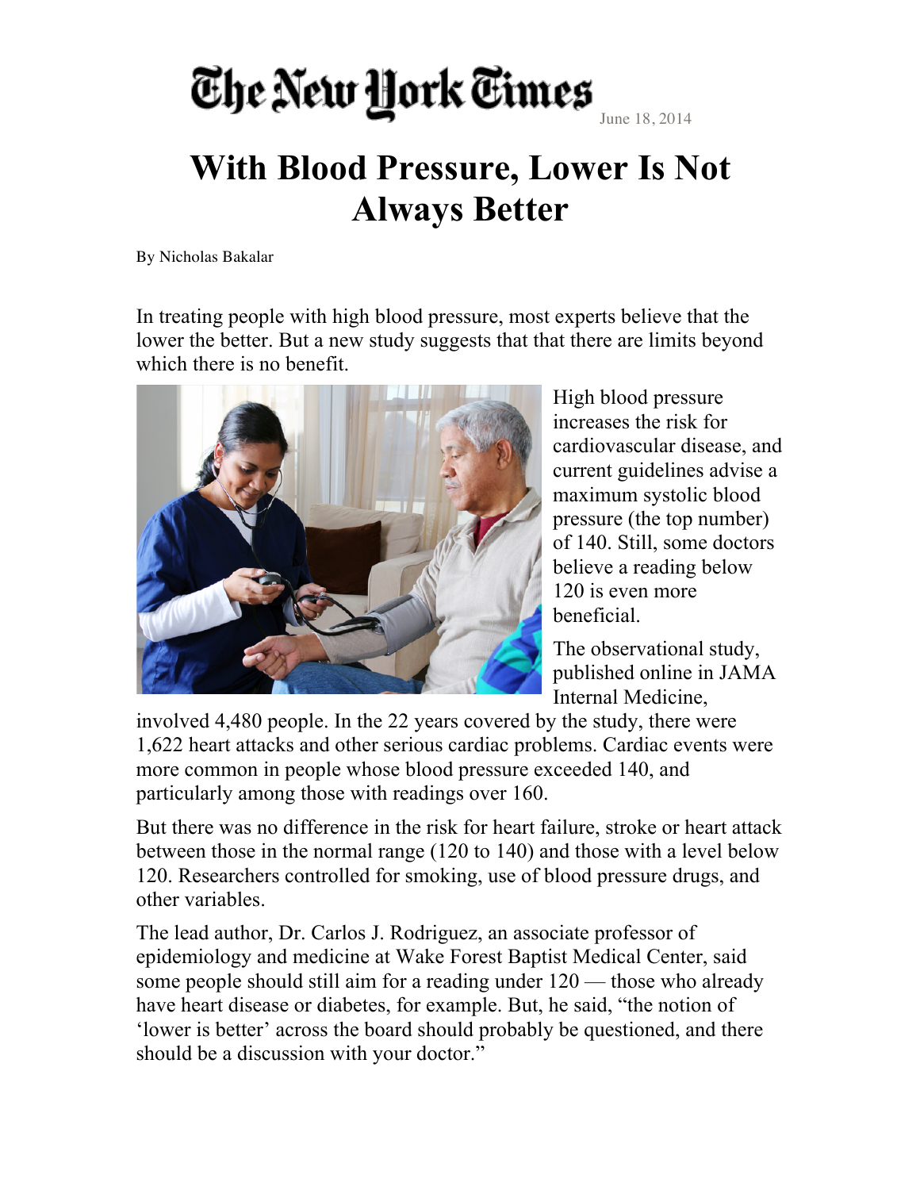The New York Times

June 18, 2014

# With Blood Pressure, Lower Is Not Always Better

By Nicholas Bakalar

In treating people with high blood pressure, most experts believe that the lower the better. But a new study suggests that that there are limits beyond which there is no benefit.

High blood pressure increases the risk for cardiovascular disease, and current guidelines advise a maximum systolic blood pressure (the top number) of 140. Still, some doctors believe a reading below 120 is even more beneficial.

The observational study, published online in JAMA Internal Medicine, involved 4,480 people. In the 22 years covered by the study, there were 1,622 heart attacks and other serious cardiac problems. Cardiac events were more common in people whose blood pressure exceeded 140, and particularly among those with readings over 160.

But there was no difference in the risk for heart failure, stroke or heart attack between those in the normal range (120 to 140) and those with a level below 120. Researchers controlled for smoking, use of blood pressure drugs, and other variables.

The lead author, Dr. Carlos J. Rodriguez, an associate professor of epidemiology and medicine at Wake Forest Baptist Medical Center, said some people should still aim for a reading under 120 — those who already have heart disease or diabetes, for example. But, he said, "the notion of 'lower is better' across the board should probably be questioned, and there should be a discussion with your doctor."